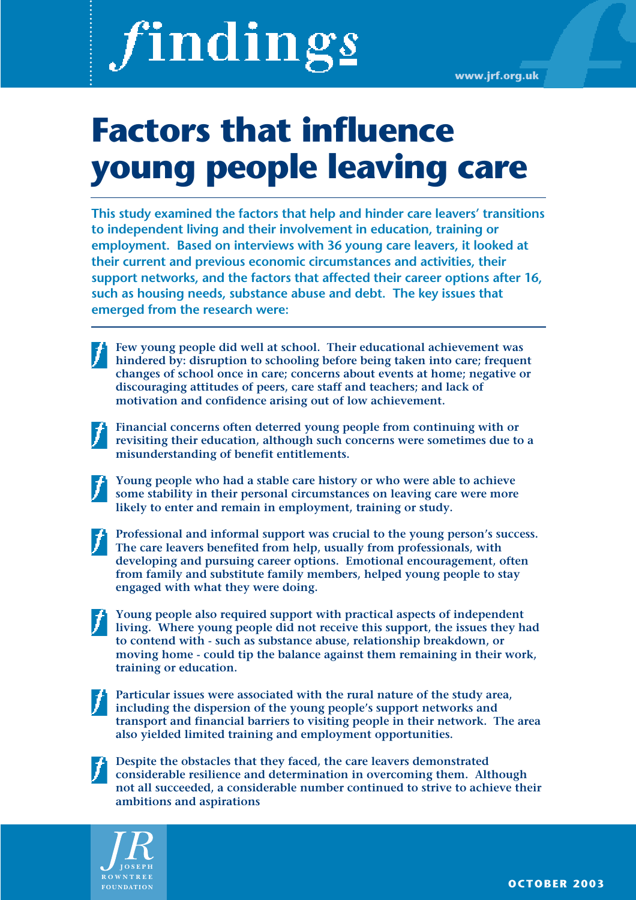# findings

www.jrf.org.uk

# Factors that influence young people leaving care

**This study examined the factors that help and hinder care leavers' transitions to independent living and their involvement in education, training or employment. Based on interviews with 36 young care leavers, it looked at their current and previous economic circumstances and activities, their support networks, and the factors that affected their career options after 16, such as housing needs, substance abuse and debt. The key issues that emerged from the research were:**

- **Few young people did well at school. Their educational achievement was hindered by: disruption to schooling before being taken into care; frequent changes of school once in care; concerns about events at home; negative or discouraging attitudes of peers, care staff and teachers; and lack of motivation and confidence arising out of low achievement.**

- **Financial concerns often deterred young people from continuing with or revisiting their education, although such concerns were sometimes due to a misunderstanding of benefit entitlements.**

- **Young people who had a stable care history or who were able to achieve some stability in their personal circumstances on leaving care were more likely to enter and remain in employment, training or study.**

- **Professional and informal support was crucial to the young person's success. The care leavers benefited from help, usually from professionals, with developing and pursuing career options. Emotional encouragement, often from family and substitute family members, helped young people to stay engaged with what they were doing.**

- **Young people also required support with practical aspects of independent living. Where young people did not receive this support, the issues they had to contend with - such as substance abuse, relationship breakdown, or moving home - could tip the balance against them remaining in their work, training or education.**

- **Particular issues were associated with the rural nature of the study area, including the dispersion of the young people's support networks and transport and financial barriers to visiting people in their network. The area also yielded limited training and employment opportunities.**

- **Despite the obstacles that they faced, the care leavers demonstrated considerable resilience and determination in overcoming them. Although not all succeeded, a considerable number continued to strive to achieve their ambitions and aspirations**

JR JOSEPH ROWNTREE FOUNDATION

OCTOBER 2003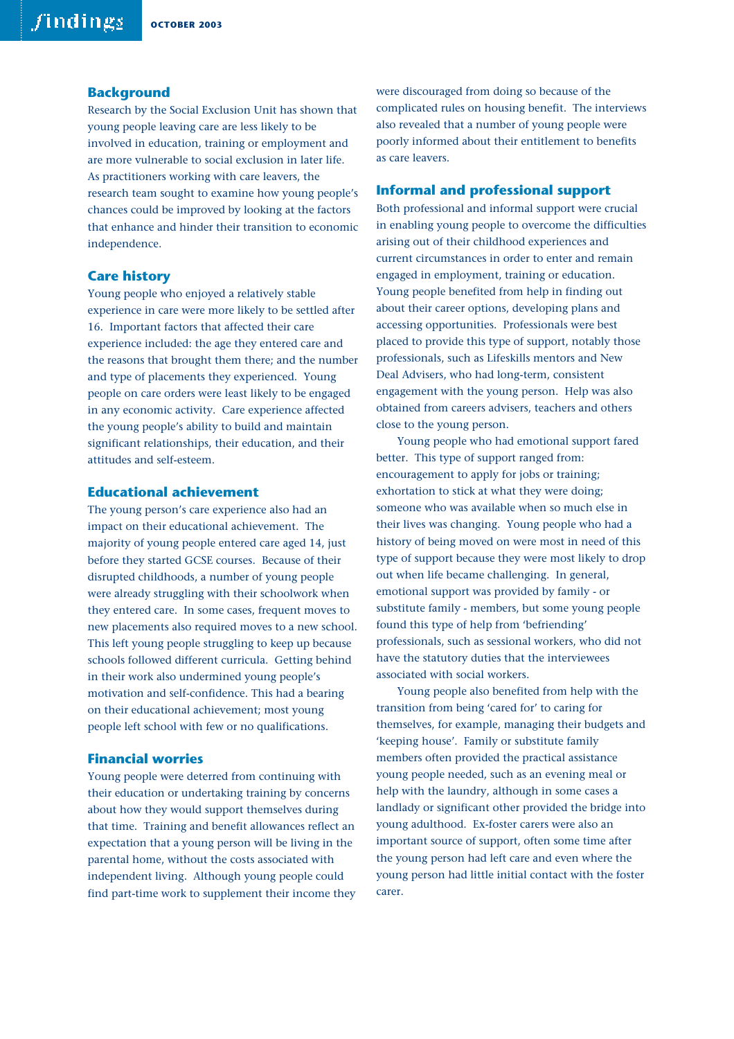## Background

Research by the Social Exclusion Unit has shown that young people leaving care are less likely to be involved in education, training or employment and are more vulnerable to social exclusion in later life. As practitioners working with care leavers, the research team sought to examine how young people's chances could be improved by looking at the factors that enhance and hinder their transition to economic independence.

## Care history

Young people who enjoyed a relatively stable experience in care were more likely to be settled after 16. Important factors that affected their care experience included: the age they entered care and the reasons that brought them there; and the number and type of placements they experienced. Young people on care orders were least likely to be engaged in any economic activity. Care experience affected the young people's ability to build and maintain significant relationships, their education, and their attitudes and self-esteem.

## Educational achievement

The young person's care experience also had an impact on their educational achievement. The majority of young people entered care aged 14, just before they started GCSE courses. Because of their disrupted childhoods, a number of young people were already struggling with their schoolwork when they entered care. In some cases, frequent moves to new placements also required moves to a new school. This left young people struggling to keep up because schools followed different curricula. Getting behind in their work also undermined young people's motivation and self-confidence. This had a bearing on their educational achievement; most young people left school with few or no qualifications.

## Financial worries

Young people were deterred from continuing with their education or undertaking training by concerns about how they would support themselves during that time. Training and benefit allowances reflect an expectation that a young person will be living in the parental home, without the costs associated with independent living. Although young people could find part-time work to supplement their income they were discouraged from doing so because of the complicated rules on housing benefit. The interviews also revealed that a number of young people were poorly informed about their entitlement to benefits as care leavers.

## Informal and professional support

Both professional and informal support were crucial in enabling young people to overcome the difficulties arising out of their childhood experiences and current circumstances in order to enter and remain engaged in employment, training or education. Young people benefited from help in finding out about their career options, developing plans and accessing opportunities. Professionals were best placed to provide this type of support, notably those professionals, such as Lifeskills mentors and New Deal Advisers, who had long-term, consistent engagement with the young person. Help was also obtained from careers advisers, teachers and others close to the young person.

Young people who had emotional support fared better. This type of support ranged from: encouragement to apply for jobs or training; exhortation to stick at what they were doing; someone who was available when so much else in their lives was changing. Young people who had a history of being moved on were most in need of this type of support because they were most likely to drop out when life became challenging. In general, emotional support was provided by family - or substitute family - members, but some young people found this type of help from 'befriending' professionals, such as sessional workers, who did not have the statutory duties that the interviewees associated with social workers.

Young people also benefited from help with the transition from being 'cared for' to caring for themselves, for example, managing their budgets and 'keeping house'. Family or substitute family members often provided the practical assistance young people needed, such as an evening meal or help with the laundry, although in some cases a landlady or significant other provided the bridge into young adulthood. Ex-foster carers were also an important source of support, often some time after the young person had left care and even where the young person had little initial contact with the foster carer.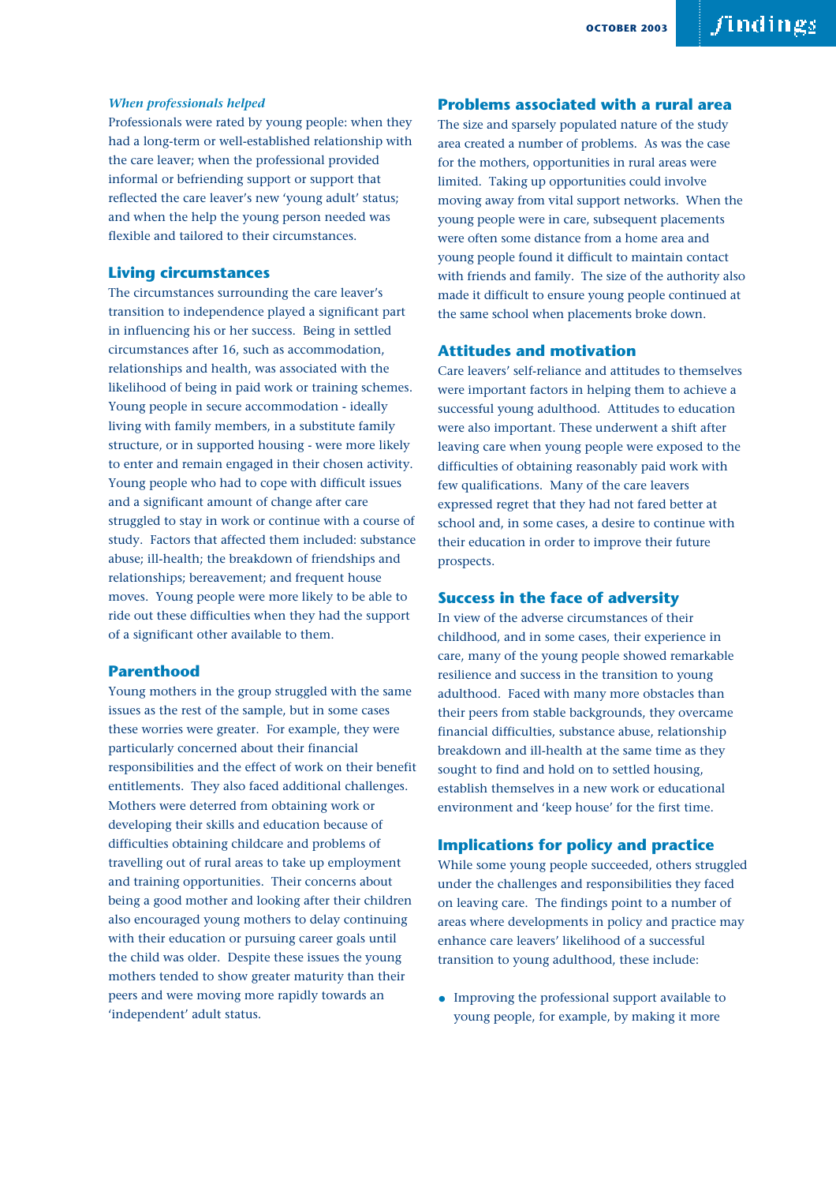*When professionals helped*

Professionals were rated by young people: when they had a long-term or well-established relationship with the care leaver; when the professional provided informal or befriending support or support that reflected the care leaver's new 'young adult' status; and when the help the young person needed was flexible and tailored to their circumstances.

## Living circumstances

The circumstances surrounding the care leaver's transition to independence played a significant part in influencing his or her success. Being in settled circumstances after 16, such as accommodation, relationships and health, was associated with the likelihood of being in paid work or training schemes. Young people in secure accommodation - ideally living with family members, in a substitute family structure, or in supported housing - were more likely to enter and remain engaged in their chosen activity. Young people who had to cope with difficult issues and a significant amount of change after care struggled to stay in work or continue with a course of study. Factors that affected them included: substance abuse; ill-health; the breakdown of friendships and relationships; bereavement; and frequent house moves. Young people were more likely to be able to ride out these difficulties when they had the support of a significant other available to them.

## Parenthood

Young mothers in the group struggled with the same issues as the rest of the sample, but in some cases these worries were greater. For example, they were particularly concerned about their financial responsibilities and the effect of work on their benefit entitlements. They also faced additional challenges. Mothers were deterred from obtaining work or developing their skills and education because of difficulties obtaining childcare and problems of travelling out of rural areas to take up employment and training opportunities. Their concerns about being a good mother and looking after their children also encouraged young mothers to delay continuing with their education or pursuing career goals until the child was older. Despite these issues the young mothers tended to show greater maturity than their peers and were moving more rapidly towards an 'independent' adult status.

## Problems associated with a rural area

The size and sparsely populated nature of the study area created a number of problems. As was the case for the mothers, opportunities in rural areas were limited. Taking up opportunities could involve moving away from vital support networks. When the young people were in care, subsequent placements were often some distance from a home area and young people found it difficult to maintain contact with friends and family. The size of the authority also made it difficult to ensure young people continued at the same school when placements broke down.

## Attitudes and motivation

Care leavers' self-reliance and attitudes to themselves were important factors in helping them to achieve a successful young adulthood. Attitudes to education were also important. These underwent a shift after leaving care when young people were exposed to the difficulties of obtaining reasonably paid work with few qualifications. Many of the care leavers expressed regret that they had not fared better at school and, in some cases, a desire to continue with their education in order to improve their future prospects.

## Success in the face of adversity

In view of the adverse circumstances of their childhood, and in some cases, their experience in care, many of the young people showed remarkable resilience and success in the transition to young adulthood. Faced with many more obstacles than their peers from stable backgrounds, they overcame financial difficulties, substance abuse, relationship breakdown and ill-health at the same time as they sought to find and hold on to settled housing, establish themselves in a new work or educational environment and 'keep house' for the first time.

## Implications for policy and practice

While some young people succeeded, others struggled under the challenges and responsibilities they faced on leaving care. The findings point to a number of areas where developments in policy and practice may enhance care leavers' likelihood of a successful transition to young adulthood, these include:

- Improving the professional support available to young people, for example, by making it more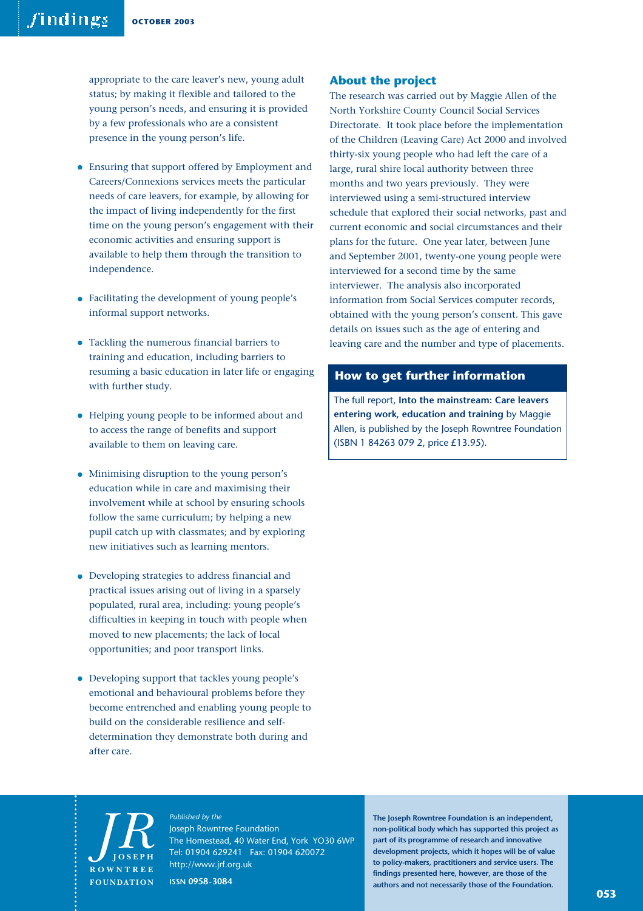appropriate to the care leaver's new, young adult status; by making it flexible and tailored to the young person's needs, and ensuring it is provided by a few professionals who are a consistent presence in the young person's life.

- Ensuring that support offered by Employment and Careers/Connexions services meets the particular needs of care leavers, for example, by allowing for the impact of living independently for the first time on the young person's engagement with their economic activities and ensuring support is available to help them through the transition to independence.
- Facilitating the development of young people's informal support networks.
- Tackling the numerous financial barriers to training and education, including barriers to resuming a basic education in later life or engaging with further study.
- Helping young people to be informed about and to access the range of benefits and support available to them on leaving care.
- Minimising disruption to the young person's education while in care and maximising their involvement while at school by ensuring schools follow the same curriculum; by helping a new pupil catch up with classmates; and by exploring new initiatives such as learning mentors.
- Developing strategies to address financial and practical issues arising out of living in a sparsely populated, rural area, including: young people's difficulties in keeping in touch with people when moved to new placements; the lack of local opportunities; and poor transport links.
- Developing support that tackles young people's emotional and behavioural problems before they become entrenched and enabling young people to build on the considerable resilience and self-determination they demonstrate both during and after care.

## About the project

The research was carried out by Maggie Allen of the North Yorkshire County Council Social Services Directorate. It took place before the implementation of the Children (Leaving Care) Act 2000 and involved thirty-six young people who had left the care of a large, rural shire local authority between three months and two years previously. They were interviewed using a semi-structured interview schedule that explored their social networks, past and current economic and social circumstances and their plans for the future. One year later, between June and September 2001, twenty-one young people were interviewed for a second time by the same interviewer. The analysis also incorporated information from Social Services computer records, obtained with the young person's consent. This gave details on issues such as the age of entering and leaving care and the number and type of placements.

## How to get further information

The full report, **Into the mainstream: Care leavers entering work, education and training** by Maggie Allen, is published by the Joseph Rowntree Foundation (ISBN 1 84263 079 2, price £13.95).

JOSEPH ROWNTREE FOUNDATION

*Published by the*
Joseph Rowntree Foundation
The Homestead, 40 Water End, York YO30 6WP
Tel: 01904 629241 Fax: 01904 620072
http://www.jrf.org.uk
**ISSN 0958-3084**

**The Joseph Rowntree Foundation is an independent, non-political body which has supported this project as part of its programme of research and innovative development projects, which it hopes will be of value to policy-makers, practitioners and service users. The findings presented here, however, are those of the authors and not necessarily those of the Foundation.**

**053**